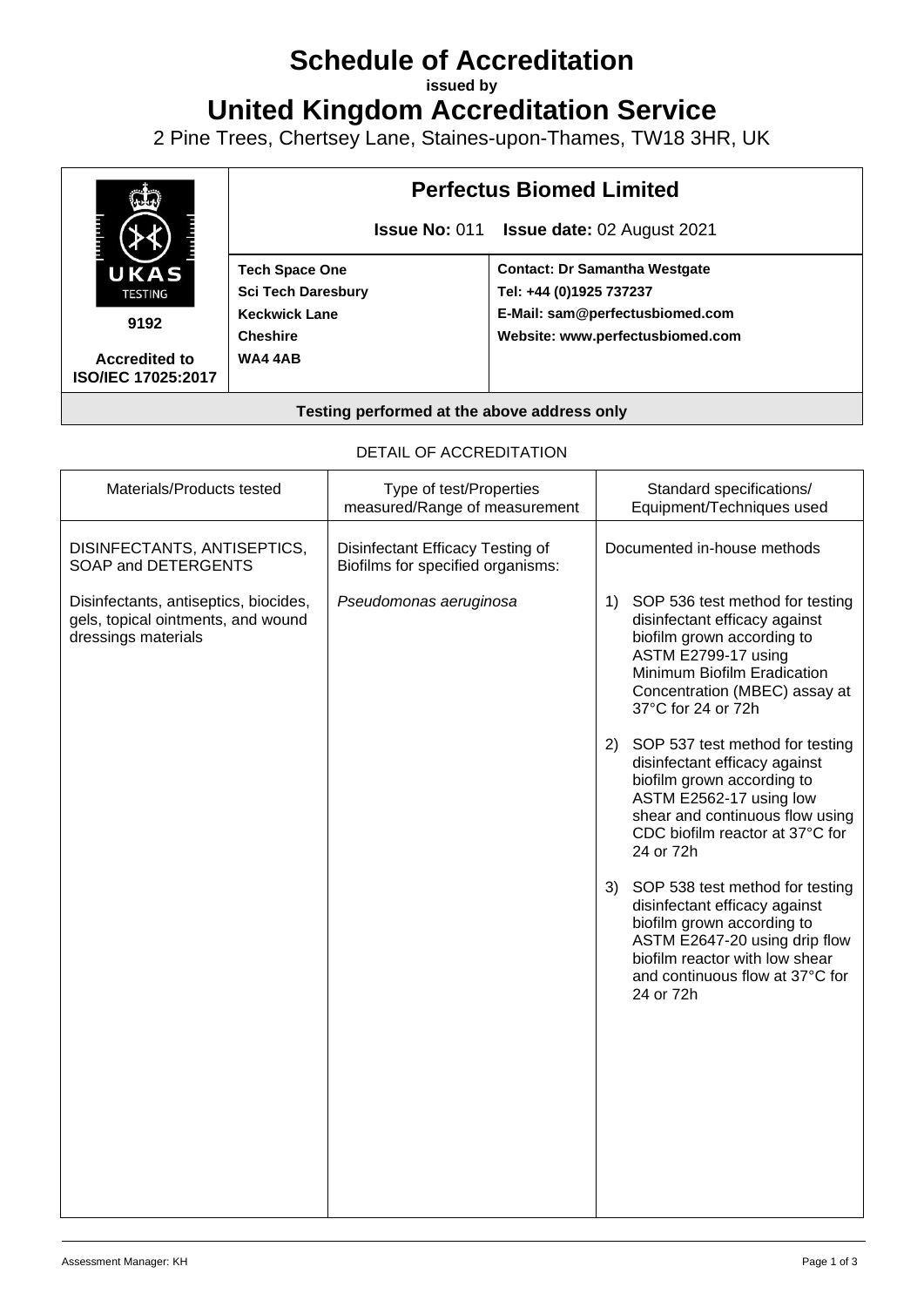# Schedule of Accreditation

**issued by**

# United Kingdom Accreditation Service

2 Pine Trees, Chertsey Lane, Staines-upon-Thames, TW18 3HR, UK

| UKAS TESTING 9192 Accredited to ISO/IEC 17025:2017 | **Perfectus Biomed Limited** | |
|---|---|---|
| | **Issue No:** 011 **Issue date:** 02 August 2021 | |
| | **Tech Space One** **Sci Tech Daresbury** **Keckwick Lane** **Cheshire** **WA4 4AB** | **Contact: Dr Samantha Westgate** **Tel: +44 (0)1925 737237** **E-Mail: sam@perfectusbiomed.com** **Website: www.perfectusbiomed.com** |

**Testing performed at the above address only**

DETAIL OF ACCREDITATION

| Materials/Products tested | Type of test/Properties measured/Range of measurement | Standard specifications/ Equipment/Techniques used |
|---|---|---|
| DISINFECTANTS, ANTISEPTICS, SOAP and DETERGENTS | Disinfectant Efficacy Testing of Biofilms for specified organisms: | Documented in-house methods |
| Disinfectants, antiseptics, biocides, gels, topical ointments, and wound dressings materials | *Pseudomonas aeruginosa* | 1) SOP 536 test method for testing disinfectant efficacy against biofilm grown according to ASTM E2799-17 using Minimum Biofilm Eradication Concentration (MBEC) assay at 37°C for 24 or 72h |
| | | 2) SOP 537 test method for testing disinfectant efficacy against biofilm grown according to ASTM E2562-17 using low shear and continuous flow using CDC biofilm reactor at 37°C for 24 or 72h |
| | | 3) SOP 538 test method for testing disinfectant efficacy against biofilm grown according to ASTM E2647-20 using drip flow biofilm reactor with low shear and continuous flow at 37°C for 24 or 72h |

Assessment Manager: KH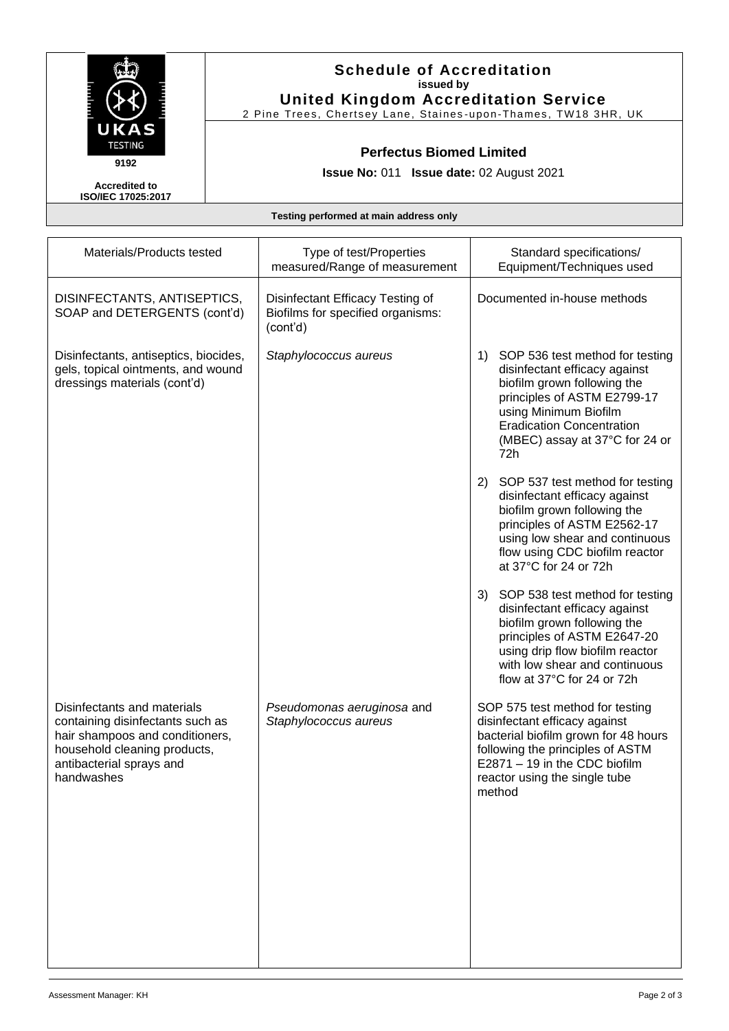## Schedule of Accreditation

**issued by**

**United Kingdom Accreditation Service**

2 Pine Trees, Chertsey Lane, Staines-upon-Thames, TW18 3HR, UK

UKAS TESTING

9192

**Accredited to ISO/IEC 17025:2017**

### Perfectus Biomed Limited

**Issue No:** 011 **Issue date:** 02 August 2021

**Testing performed at main address only**

| Materials/Products tested | Type of test/Properties measured/Range of measurement | Standard specifications/ Equipment/Techniques used |
|---|---|---|
| DISINFECTANTS, ANTISEPTICS, SOAP and DETERGENTS (cont'd) | Disinfectant Efficacy Testing of Biofilms for specified organisms: (cont'd) | Documented in-house methods |
| Disinfectants, antiseptics, biocides, gels, topical ointments, and wound dressings materials (cont'd) | *Staphylococcus aureus* | 1) SOP 536 test method for testing disinfectant efficacy against biofilm grown following the principles of ASTM E2799-17 using Minimum Biofilm Eradication Concentration (MBEC) assay at 37°C for 24 or 72h |
| | | 2) SOP 537 test method for testing disinfectant efficacy against biofilm grown following the principles of ASTM E2562-17 using low shear and continuous flow using CDC biofilm reactor at 37°C for 24 or 72h |
| | | 3) SOP 538 test method for testing disinfectant efficacy against biofilm grown following the principles of ASTM E2647-20 using drip flow biofilm reactor with low shear and continuous flow at 37°C for 24 or 72h |
| Disinfectants and materials containing disinfectants such as hair shampoos and conditioners, household cleaning products, antibacterial sprays and handwashes | *Pseudomonas aeruginosa* and *Staphylococcus aureus* | SOP 575 test method for testing disinfectant efficacy against bacterial biofilm grown for 48 hours following the principles of ASTM E2871 – 19 in the CDC biofilm reactor using the single tube method |

Assessment Manager: KH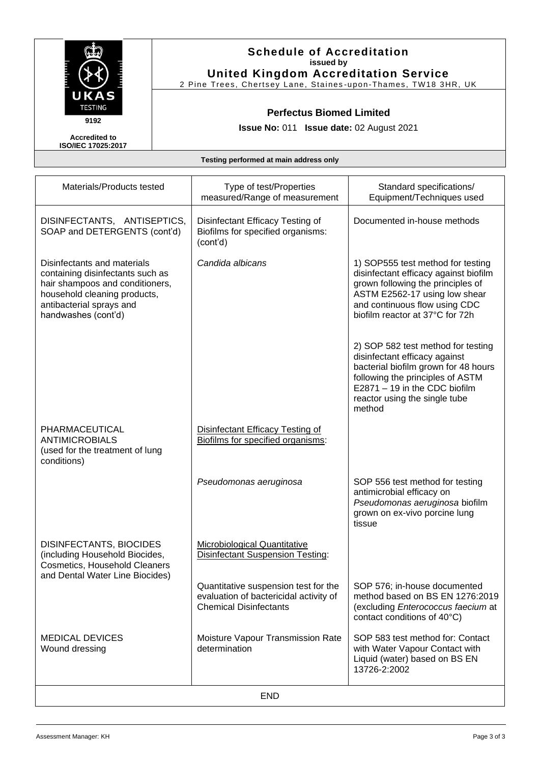**Schedule of Accreditation**
**issued by**
**United Kingdom Accreditation Service**
2 Pine Trees, Chertsey Lane, Staines-upon-Thames, TW18 3HR, UK

UKAS TESTING 9192

**Accredited to ISO/IEC 17025:2017**

**Perfectus Biomed Limited**

**Issue No:** 011 **Issue date:** 02 August 2021

**Testing performed at main address only**

| Materials/Products tested | Type of test/Properties measured/Range of measurement | Standard specifications/ Equipment/Techniques used |
|---|---|---|
| DISINFECTANTS, ANTISEPTICS, SOAP and DETERGENTS (cont'd) | Disinfectant Efficacy Testing of Biofilms for specified organisms: (cont'd) | Documented in-house methods |
| Disinfectants and materials containing disinfectants such as hair shampoos and conditioners, household cleaning products, antibacterial sprays and handwashes (cont'd) | *Candida albicans* | 1) SOP555 test method for testing disinfectant efficacy against biofilm grown following the principles of ASTM E2562-17 using low shear and continuous flow using CDC biofilm reactor at 37°C for 72h |
| | | 2) SOP 582 test method for testing disinfectant efficacy against bacterial biofilm grown for 48 hours following the principles of ASTM E2871 – 19 in the CDC biofilm reactor using the single tube method |
| PHARMACEUTICAL ANTIMICROBIALS (used for the treatment of lung conditions) | Disinfectant Efficacy Testing of Biofilms for specified organisms: | |
| | *Pseudomonas aeruginosa* | SOP 556 test method for testing antimicrobial efficacy on *Pseudomonas aeruginosa* biofilm grown on ex-vivo porcine lung tissue |
| DISINFECTANTS, BIOCIDES (including Household Biocides, Cosmetics, Household Cleaners and Dental Water Line Biocides) | Microbiological Quantitative Disinfectant Suspension Testing: | |
| | Quantitative suspension test for the evaluation of bactericidal activity of Chemical Disinfectants | SOP 576; in-house documented method based on BS EN 1276:2019 (excluding *Enterococcus faecium* at contact conditions of 40°C) |
| MEDICAL DEVICES Wound dressing | Moisture Vapour Transmission Rate determination | SOP 583 test method for: Contact with Water Vapour Contact with Liquid (water) based on BS EN 13726-2:2002 |

END

Assessment Manager: KH